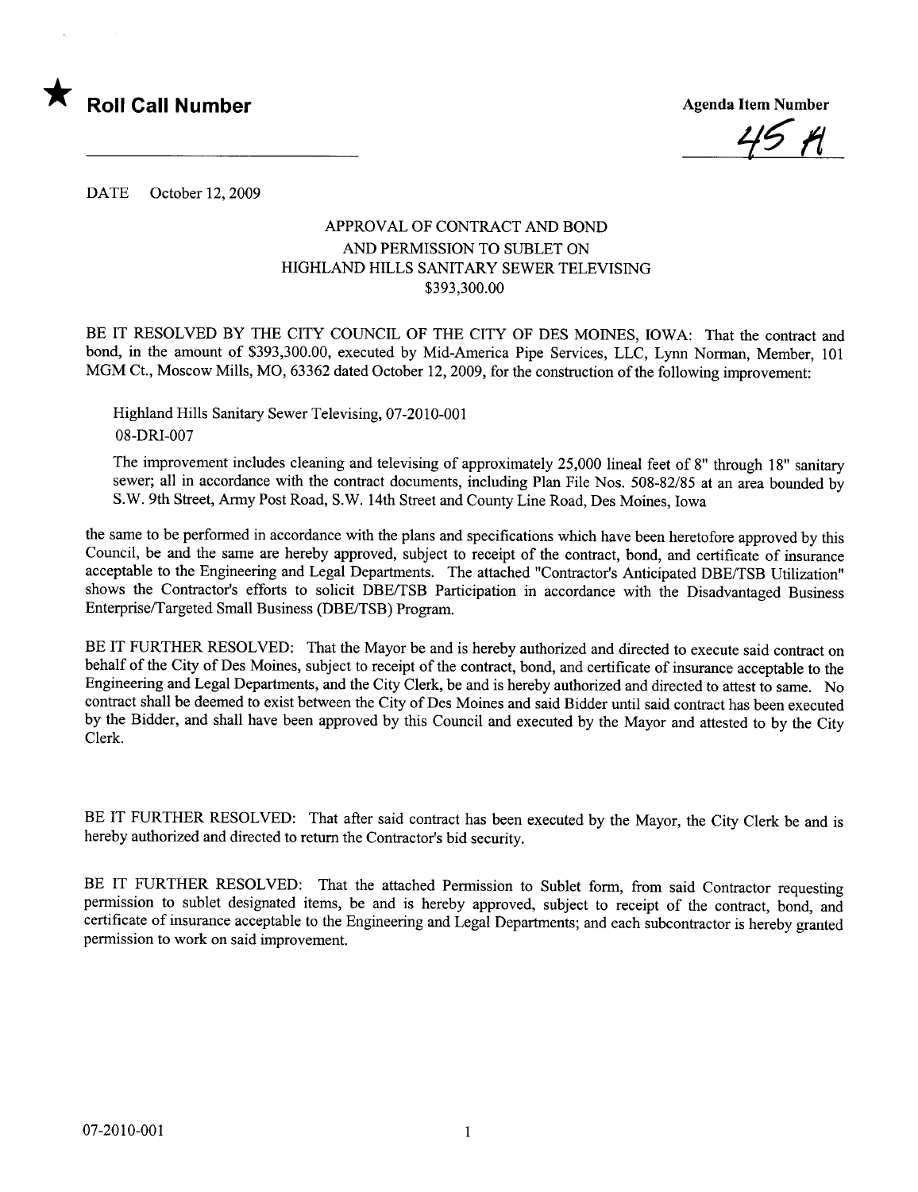★ **Roll Call Number**

**Agenda Item Number**

45 H

DATE October 12, 2009

APPROVAL OF CONTRACT AND BOND
AND PERMISSION TO SUBLET ON
HIGHLAND HILLS SANITARY SEWER TELEVISING
$393,300.00

BE IT RESOLVED BY THE CITY COUNCIL OF THE CITY OF DES MOINES, IOWA: That the contract and bond, in the amount of $393,300.00, executed by Mid-America Pipe Services, LLC, Lynn Norman, Member, 101 MGM Ct., Moscow Mills, MO, 63362 dated October 12, 2009, for the construction of the following improvement:

Highland Hills Sanitary Sewer Televising, 07-2010-001
08-DRI-007

The improvement includes cleaning and televising of approximately 25,000 lineal feet of 8" through 18" sanitary sewer; all in accordance with the contract documents, including Plan File Nos. 508-82/85 at an area bounded by S.W. 9th Street, Army Post Road, S.W. 14th Street and County Line Road, Des Moines, Iowa

the same to be performed in accordance with the plans and specifications which have been heretofore approved by this Council, be and the same are hereby approved, subject to receipt of the contract, bond, and certificate of insurance acceptable to the Engineering and Legal Departments. The attached "Contractor's Anticipated DBE/TSB Utilization" shows the Contractor's efforts to solicit DBE/TSB Participation in accordance with the Disadvantaged Business Enterprise/Targeted Small Business (DBE/TSB) Program.

BE IT FURTHER RESOLVED: That the Mayor be and is hereby authorized and directed to execute said contract on behalf of the City of Des Moines, subject to receipt of the contract, bond, and certificate of insurance acceptable to the Engineering and Legal Departments, and the City Clerk, be and is hereby authorized and directed to attest to same. No contract shall be deemed to exist between the City of Des Moines and said Bidder until said contract has been executed by the Bidder, and shall have been approved by this Council and executed by the Mayor and attested to by the City Clerk.

BE IT FURTHER RESOLVED: That after said contract has been executed by the Mayor, the City Clerk be and is hereby authorized and directed to return the Contractor's bid security.

BE IT FURTHER RESOLVED: That the attached Permission to Sublet form, from said Contractor requesting permission to sublet designated items, be and is hereby approved, subject to receipt of the contract, bond, and certificate of insurance acceptable to the Engineering and Legal Departments; and each subcontractor is hereby granted permission to work on said improvement.

07-2010-001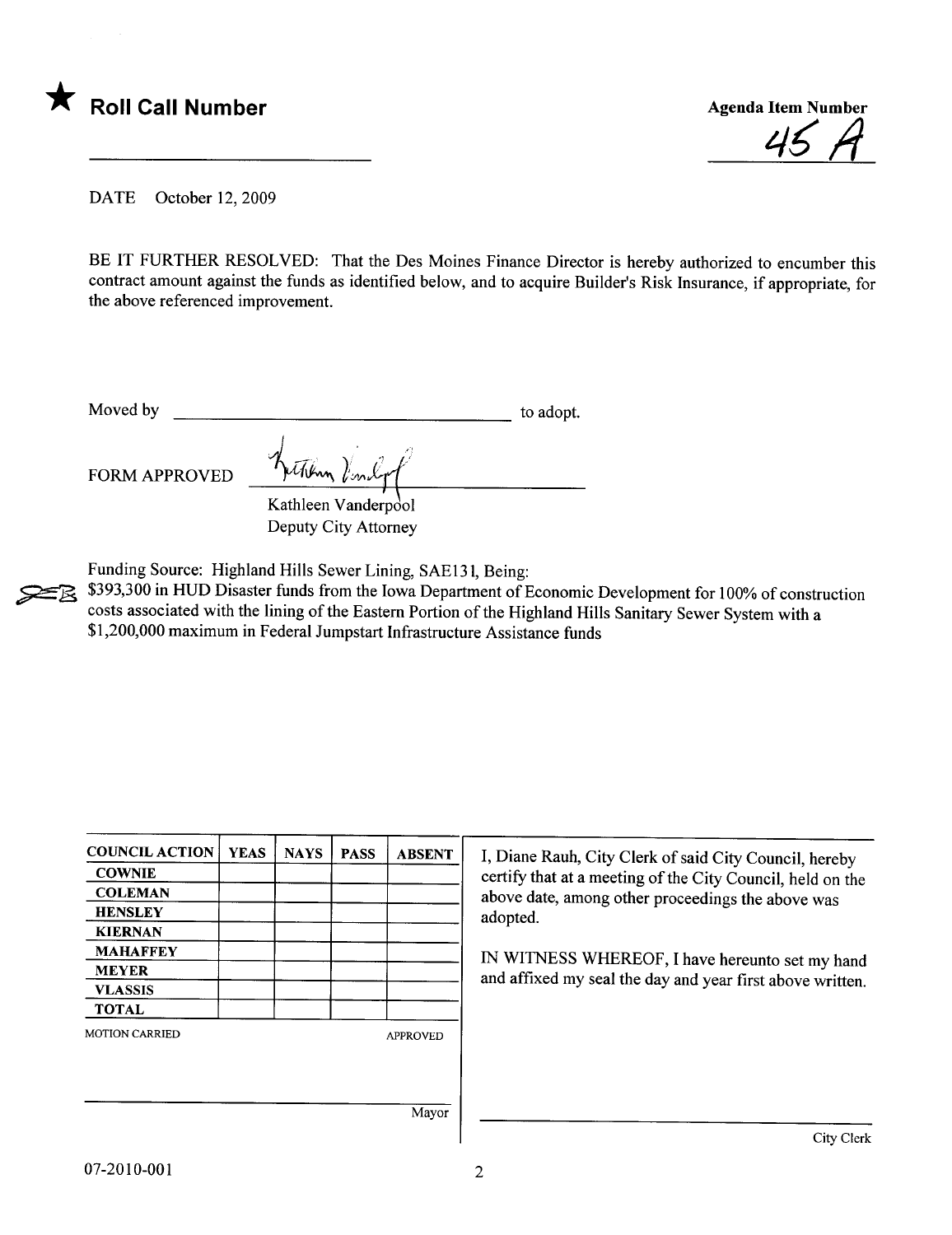★ **Roll Call Number**

**Agenda Item Number**

45 A

DATE October 12, 2009

BE IT FURTHER RESOLVED: That the Des Moines Finance Director is hereby authorized to encumber this contract amount against the funds as identified below, and to acquire Builder's Risk Insurance, if appropriate, for the above referenced improvement.

Moved by ______________________________ to adopt.

FORM APPROVED ______________________________

Kathleen Vanderpool
Deputy City Attorney

Funding Source: Highland Hills Sewer Lining, SAE131, Being:
$393,300 in HUD Disaster funds from the Iowa Department of Economic Development for 100% of construction costs associated with the lining of the Eastern Portion of the Highland Hills Sanitary Sewer System with a $1,200,000 maximum in Federal Jumpstart Infrastructure Assistance funds

| COUNCIL ACTION | YEAS | NAYS | PASS | ABSENT |
|---|---|---|---|---|
| COWNIE | | | | |
| COLEMAN | | | | |
| HENSLEY | | | | |
| KIERNAN | | | | |
| MAHAFFEY | | | | |
| MEYER | | | | |
| VLASSIS | | | | |
| TOTAL | | | | |

MOTION CARRIED APPROVED

______________________________
Mayor

I, Diane Rauh, City Clerk of said City Council, hereby certify that at a meeting of the City Council, held on the above date, among other proceedings the above was adopted.

IN WITNESS WHEREOF, I have hereunto set my hand and affixed my seal the day and year first above written.

______________________________
City Clerk

07-2010-001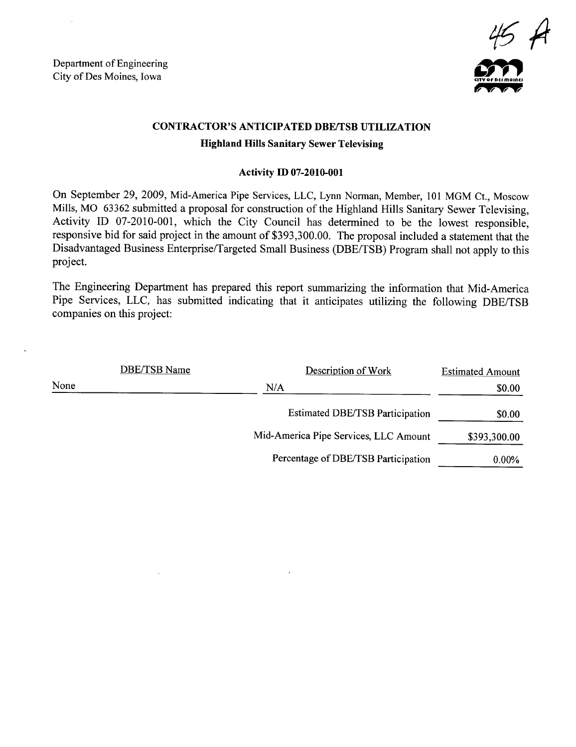Department of Engineering
City of Des Moines, Iowa

45 A

## CONTRACTOR'S ANTICIPATED DBE/TSB UTILIZATION

### Highland Hills Sanitary Sewer Televising

#### Activity ID 07-2010-001

On September 29, 2009, Mid-America Pipe Services, LLC, Lynn Norman, Member, 101 MGM Ct., Moscow Mills, MO 63362 submitted a proposal for construction of the Highland Hills Sanitary Sewer Televising, Activity ID 07-2010-001, which the City Council has determined to be the lowest responsible, responsive bid for said project in the amount of $393,300.00. The proposal included a statement that the Disadvantaged Business Enterprise/Targeted Small Business (DBE/TSB) Program shall not apply to this project.

The Engineering Department has prepared this report summarizing the information that Mid-America Pipe Services, LLC, has submitted indicating that it anticipates utilizing the following DBE/TSB companies on this project:

| DBE/TSB Name | Description of Work | Estimated Amount |
|---|---|---|
| None | N/A | $0.00 |
| | Estimated DBE/TSB Participation | $0.00 |
| | Mid-America Pipe Services, LLC Amount | $393,300.00 |
| | Percentage of DBE/TSB Participation | 0.00% |